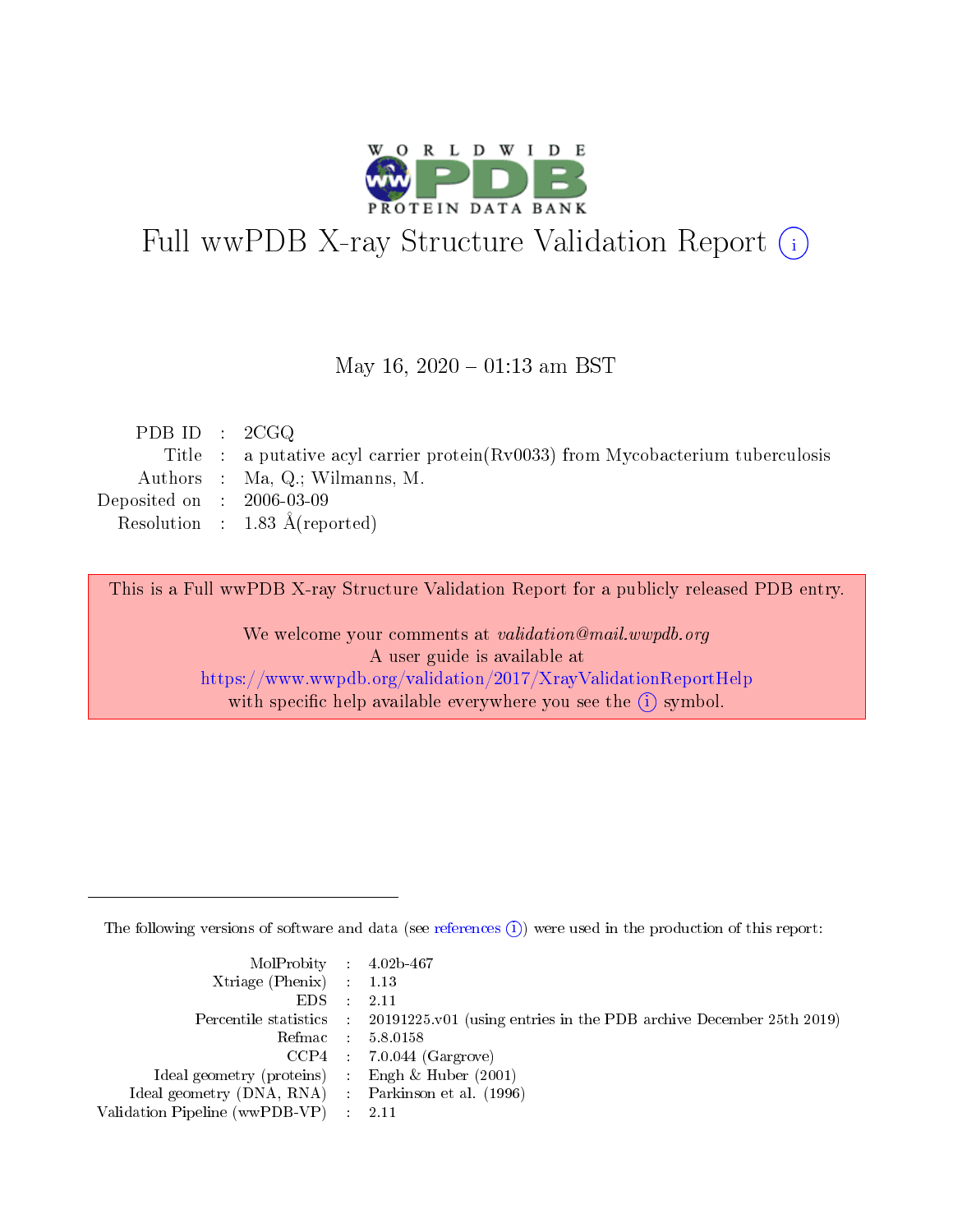# Full wwPDB X-ray Structure Validation Report (i)

May 16, 2020 – 01:13 am BST

| | | |
|---|---|---|
| PDB ID | : | 2CGQ |
| Title | : | a putative acyl carrier protein(Rv0033) from Mycobacterium tuberculosis |
| Authors | : | Ma, Q.; Wilmanns, M. |
| Deposited on | : | 2006-03-09 |
| Resolution | : | 1.83 Å(reported) |

This is a Full wwPDB X-ray Structure Validation Report for a publicly released PDB entry.

We welcome your comments at *validation@mail.wwpdb.org*
A user guide is available at
https://www.wwpdb.org/validation/2017/XrayValidationReportHelp
with specific help available everywhere you see the (i) symbol.

The following versions of software and data (see references (i)) were used in the production of this report:

| | | |
|---|---|---|
| MolProbity | : | 4.02b-467 |
| Xtriage (Phenix) | : | 1.13 |
| EDS | : | 2.11 |
| Percentile statistics | : | 20191225.v01 (using entries in the PDB archive December 25th 2019) |
| Refmac | : | 5.8.0158 |
| CCP4 | : | 7.0.044 (Gargrove) |
| Ideal geometry (proteins) | : | Engh & Huber (2001) |
| Ideal geometry (DNA, RNA) | : | Parkinson et al. (1996) |
| Validation Pipeline (wwPDB-VP) | : | 2.11 |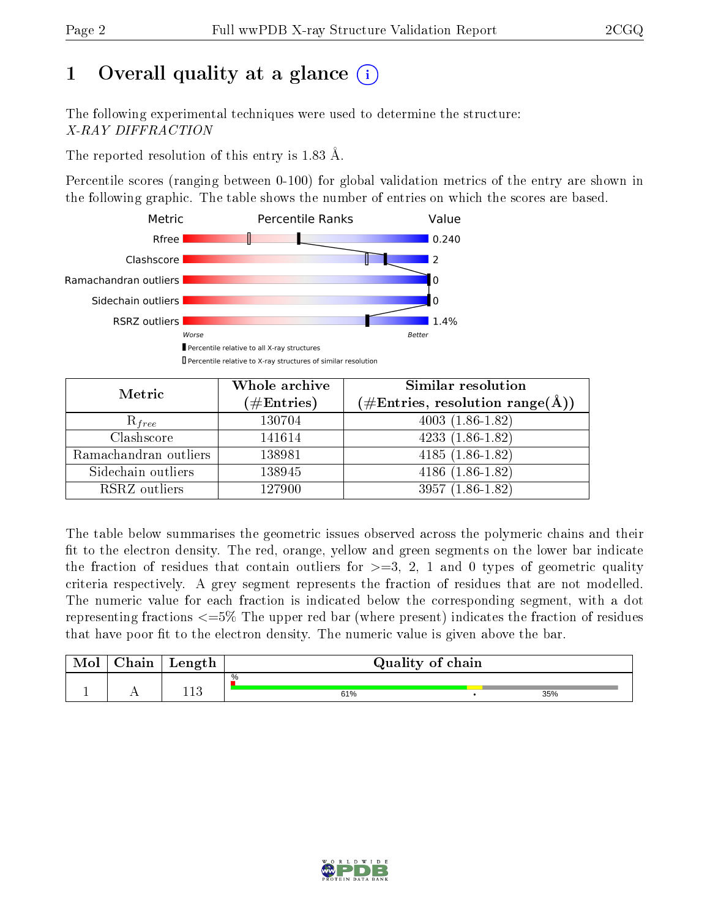# 1 Overall quality at a glance

The following experimental techniques were used to determine the structure: *X-RAY DIFFRACTION*

The reported resolution of this entry is 1.83 Å.

Percentile scores (ranging between 0-100) for global validation metrics of the entry are shown in the following graphic. The table shows the number of entries on which the scores are based.

| Metric | Value |
|---|---|
| Rfree | 0.240 |
| Clashscore | 2 |
| Ramachandran outliers | 0 |
| Sidechain outliers | 0 |
| RSRZ outliers | 1.4% |

Worse — Better

Percentile relative to all X-ray structures

Percentile relative to X-ray structures of similar resolution

| Metric | Whole archive (#Entries) | Similar resolution (#Entries, resolution range(Å)) |
|---|---|---|
| $R_{free}$ | 130704 | 4003 (1.86-1.82) |
| Clashscore | 141614 | 4233 (1.86-1.82) |
| Ramachandran outliers | 138981 | 4185 (1.86-1.82) |
| Sidechain outliers | 138945 | 4186 (1.86-1.82) |
| RSRZ outliers | 127900 | 3957 (1.86-1.82) |

The table below summarises the geometric issues observed across the polymeric chains and their fit to the electron density. The red, orange, yellow and green segments on the lower bar indicate the fraction of residues that contain outliers for >=3, 2, 1 and 0 types of geometric quality criteria respectively. A grey segment represents the fraction of residues that are not modelled. The numeric value for each fraction is indicated below the corresponding segment, with a dot representing fractions <=5% The upper red bar (where present) indicates the fraction of residues that have poor fit to the electron density. The numeric value is given above the bar.

| Mol | Chain | Length | Quality of chain |
|---|---|---|---|
| 1 | A | 113 | % 61% • 35% |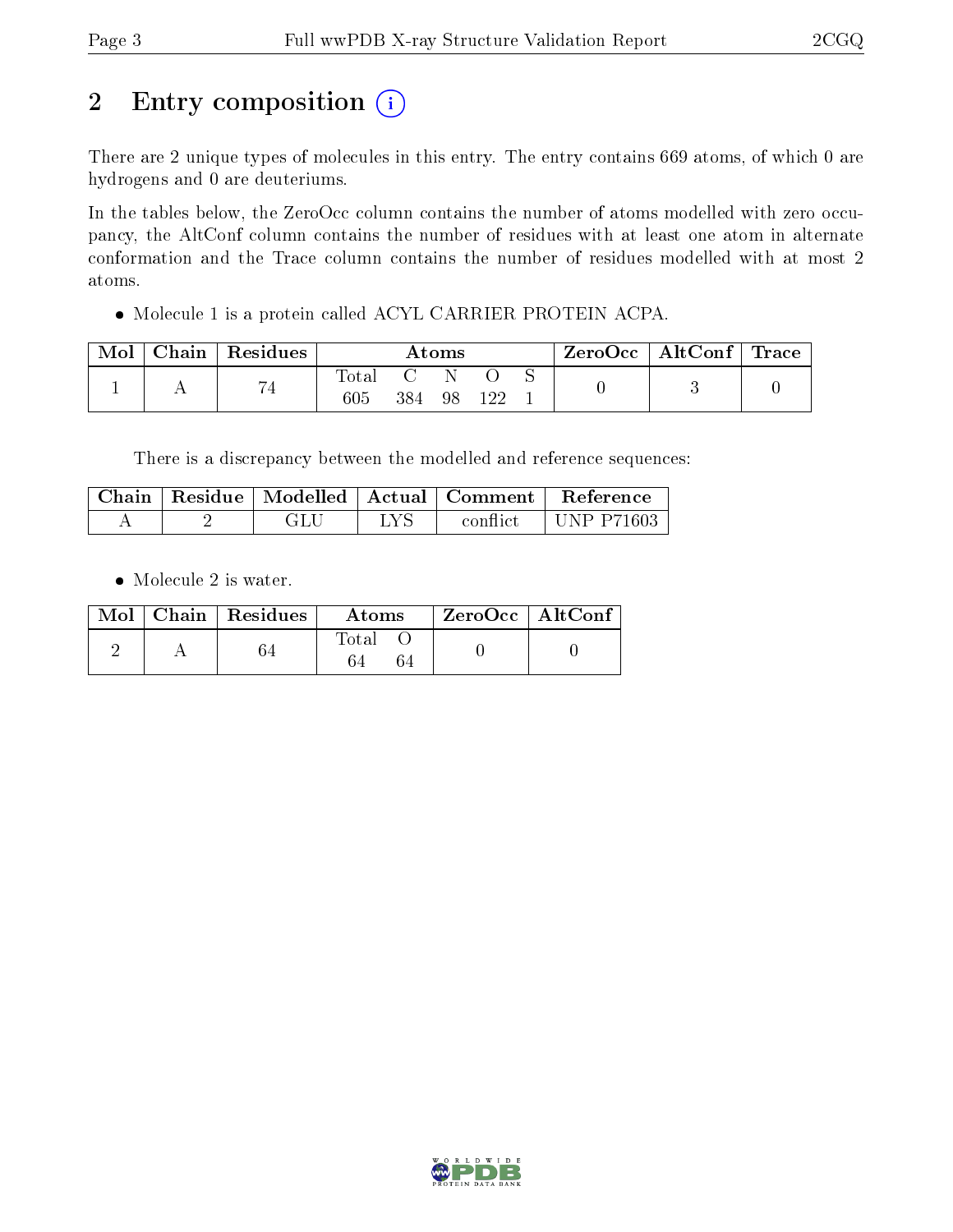# 2 Entry composition

There are 2 unique types of molecules in this entry. The entry contains 669 atoms, of which 0 are hydrogens and 0 are deuteriums.

In the tables below, the ZeroOcc column contains the number of atoms modelled with zero occupancy, the AltConf column contains the number of residues with at least one atom in alternate conformation and the Trace column contains the number of residues modelled with at most 2 atoms.

- Molecule 1 is a protein called ACYL CARRIER PROTEIN ACPA.

| Mol | Chain | Residues | Atoms | | | | | ZeroOcc | AltConf | Trace |
|---|---|---|---|---|---|---|---|---|---|---|
| 1 | A | 74 | Total<br>605 | C<br>384 | N<br>98 | O<br>122 | S<br>1 | 0 | 3 | 0 |

There is a discrepancy between the modelled and reference sequences:

| Chain | Residue | Modelled | Actual | Comment | Reference |
|---|---|---|---|---|---|
| A | 2 | GLU | LYS | conflict | UNP P71603 |

- Molecule 2 is water.

| Mol | Chain | Residues | Atoms | | ZeroOcc | AltConf |
|---|---|---|---|---|---|---|
| 2 | A | 64 | Total<br>64 | O<br>64 | 0 | 0 |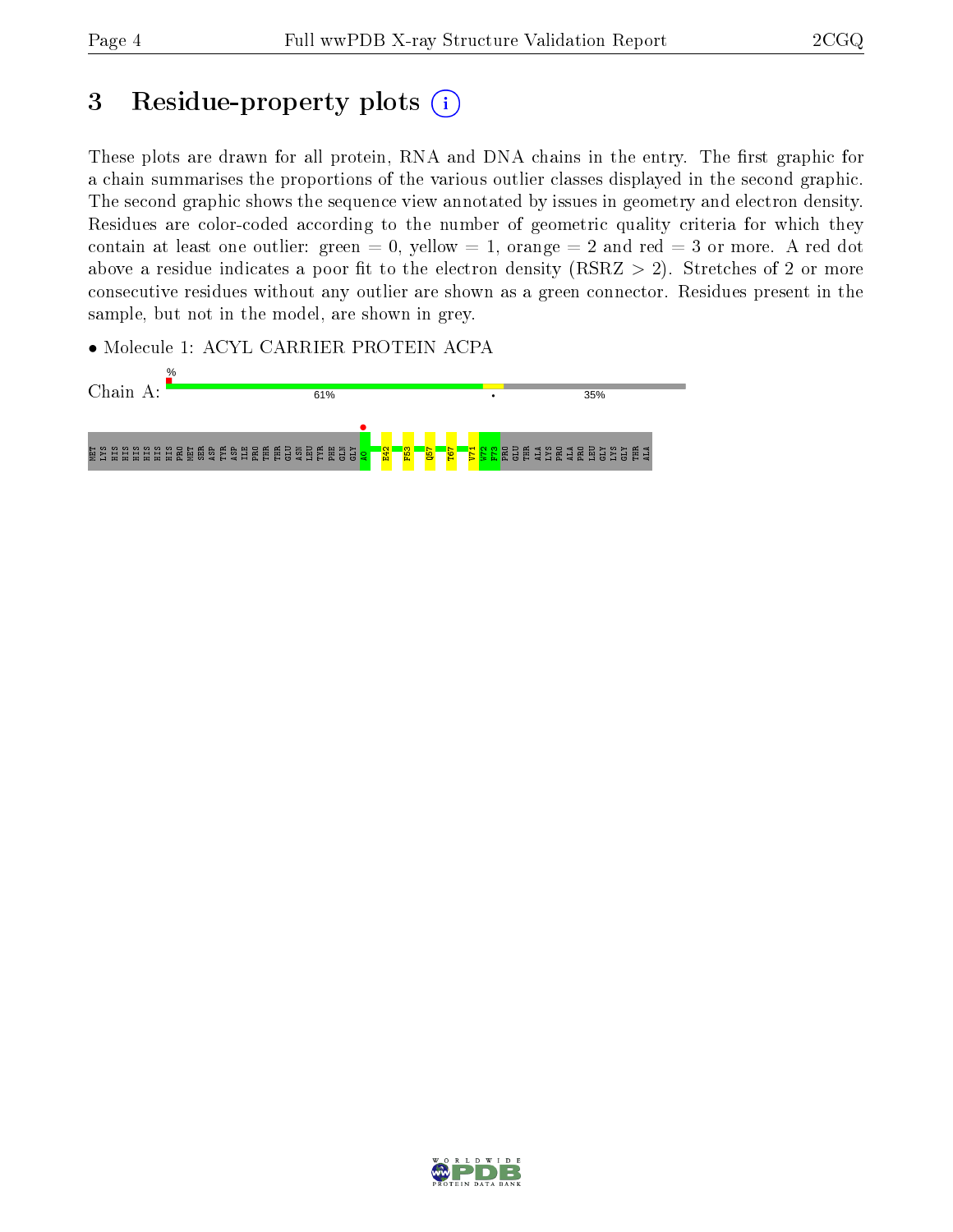# 3 Residue-property plots

These plots are drawn for all protein, RNA and DNA chains in the entry. The first graphic for a chain summarises the proportions of the various outlier classes displayed in the second graphic. The second graphic shows the sequence view annotated by issues in geometry and electron density. Residues are color-coded according to the number of geometric quality criteria for which they contain at least one outlier: green = 0, yellow = 1, orange = 2 and red = 3 or more. A red dot above a residue indicates a poor fit to the electron density (RSRZ > 2). Stretches of 2 or more consecutive residues without any outlier are shown as a green connector. Residues present in the sample, but not in the model, are shown in grey.

- Molecule 1: ACYL CARRIER PROTEIN ACPA

Chain A: 61% • 35%

MET LYS HIS HIS HIS HIS HIS HIS PRO MET SER ASP TYR ASP ILE PRO THR THR GLU ASN LEU TYR PHE GLN GLY A0 E42 F53 Q57 T67 V71 W72 F73 PRO GLU THR ALA LYS PRO ALA PRO LEU GLY LYS GLY THR ALA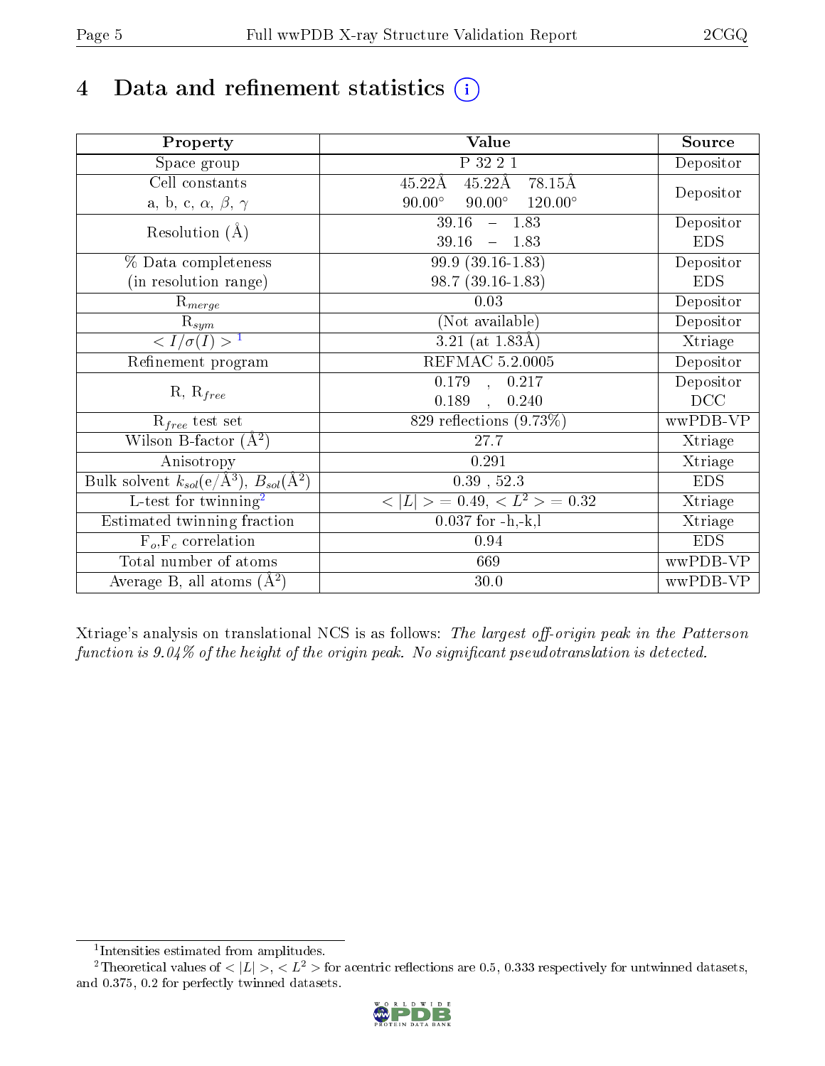# 4 Data and refinement statistics (i)

| Property | Value | Source |
|---|---|---|
| Space group | P 32 2 1 | Depositor |
| Cell constants<br>a, b, c, $\alpha$, $\beta$, $\gamma$ | 45.22Å 45.22Å 78.15Å<br>90.00° 90.00° 120.00° | Depositor |
| Resolution (Å) | 39.16 – 1.83<br>39.16 – 1.83 | Depositor<br>EDS |
| % Data completeness<br>(in resolution range) | 99.9 (39.16-1.83)<br>98.7 (39.16-1.83) | Depositor<br>EDS |
| $R_{merge}$ | 0.03 | Depositor |
| $R_{sym}$ | (Not available) | Depositor |
| $< I/\sigma(I) >$ [1] | 3.21 (at 1.83Å) | Xtriage |
| Refinement program | REFMAC 5.2.0005 | Depositor |
| R, $R_{free}$ | 0.179 , 0.217<br>0.189 , 0.240 | Depositor<br>DCC |
| $R_{free}$ test set | 829 reflections (9.73%) | wwPDB-VP |
| Wilson B-factor (Å$^2$) | 27.7 | Xtriage |
| Anisotropy | 0.291 | Xtriage |
| Bulk solvent $k_{sol}$(e/Å$^3$), $B_{sol}$(Å$^2$) | 0.39 , 52.3 | EDS |
| L-test for twinning[2] | $< \|L\| >$ = 0.49, $< L^2 >$ = 0.32 | Xtriage |
| Estimated twinning fraction | 0.037 for -h,-k,l | Xtriage |
| $F_o$,$F_c$ correlation | 0.94 | EDS |
| Total number of atoms | 669 | wwPDB-VP |
| Average B, all atoms (Å$^2$) | 30.0 | wwPDB-VP |

Xtriage's analysis on translational NCS is as follows: *The largest off-origin peak in the Patterson function is 9.04% of the height of the origin peak. No significant pseudotranslation is detected.*

[1] Intensities estimated from amplitudes.

[2] Theoretical values of $< |L| >$, $< L^2 >$ for acentric reflections are 0.5, 0.333 respectively for untwinned datasets, and 0.375, 0.2 for perfectly twinned datasets.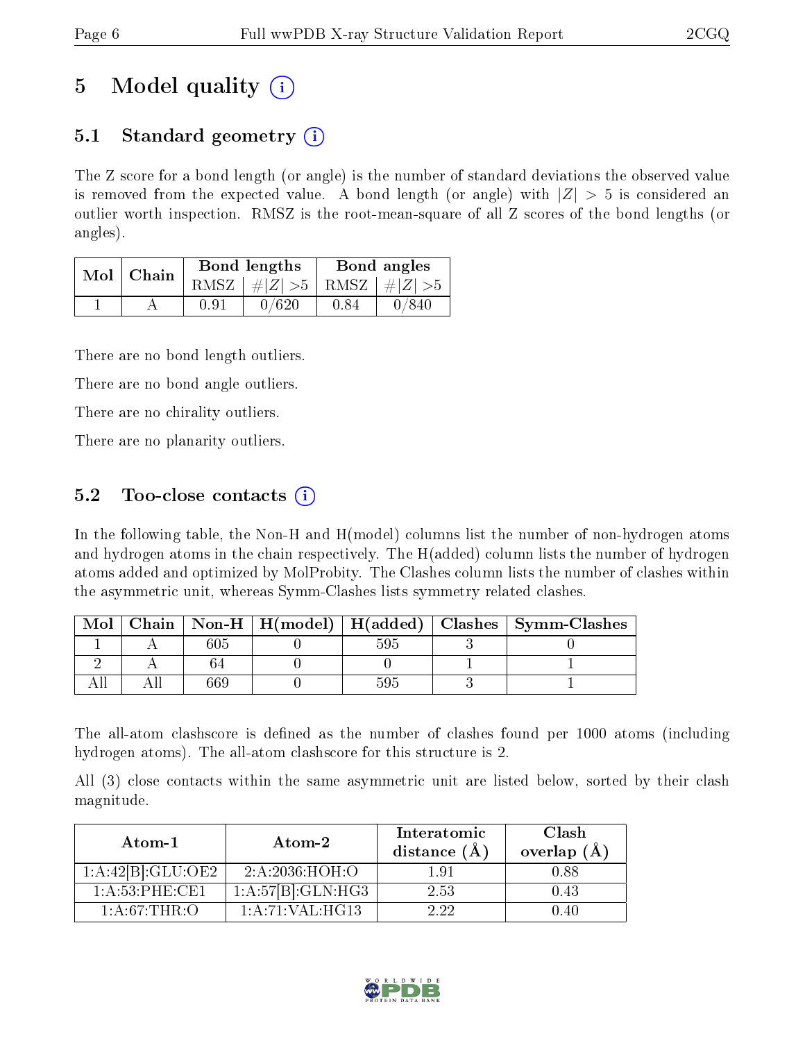# 5 Model quality (i)

## 5.1 Standard geometry (i)

The Z score for a bond length (or angle) is the number of standard deviations the observed value is removed from the expected value. A bond length (or angle) with $|Z| > 5$ is considered an outlier worth inspection. RMSZ is the root-mean-square of all Z scores of the bond lengths (or angles).

| Mol | Chain | Bond lengths | | Bond angles | |
|---|---|---|---|---|---|
| | | RMSZ | #\|Z\| >5 | RMSZ | #\|Z\| >5 |
| 1 | A | 0.91 | 0/620 | 0.84 | 0/840 |

There are no bond length outliers.

There are no bond angle outliers.

There are no chirality outliers.

There are no planarity outliers.

## 5.2 Too-close contacts (i)

In the following table, the Non-H and H(model) columns list the number of non-hydrogen atoms and hydrogen atoms in the chain respectively. The H(added) column lists the number of hydrogen atoms added and optimized by MolProbity. The Clashes column lists the number of clashes within the asymmetric unit, whereas Symm-Clashes lists symmetry related clashes.

| Mol | Chain | Non-H | H(model) | H(added) | Clashes | Symm-Clashes |
|---|---|---|---|---|---|---|
| 1 | A | 605 | 0 | 595 | 3 | 0 |
| 2 | A | 64 | 0 | 0 | 1 | 1 |
| All | All | 669 | 0 | 595 | 3 | 1 |

The all-atom clashscore is defined as the number of clashes found per 1000 atoms (including hydrogen atoms). The all-atom clashscore for this structure is 2.

All (3) close contacts within the same asymmetric unit are listed below, sorted by their clash magnitude.

| Atom-1 | Atom-2 | Interatomic distance (Å) | Clash overlap (Å) |
|---|---|---|---|
| 1:A:42[B]:GLU:OE2 | 2:A:2036:HOH:O | 1.91 | 0.88 |
| 1:A:53:PHE:CE1 | 1:A:57[B]:GLN:HG3 | 2.53 | 0.43 |
| 1:A:67:THR:O | 1:A:71:VAL:HG13 | 2.22 | 0.40 |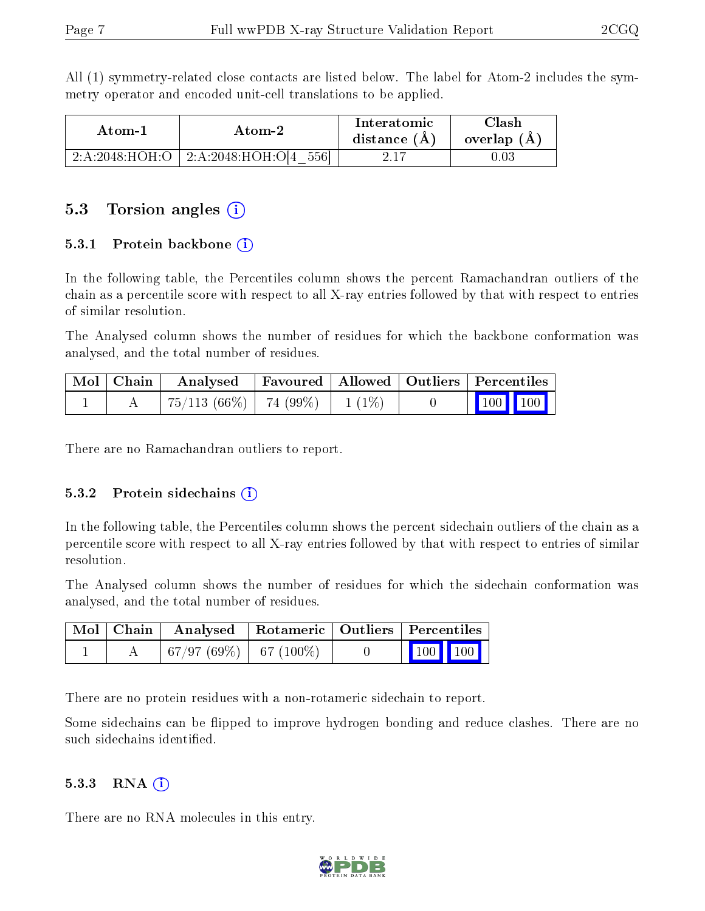All (1) symmetry-related close contacts are listed below. The label for Atom-2 includes the symmetry operator and encoded unit-cell translations to be applied.

| Atom-1 | Atom-2 | Interatomic distance (Å) | Clash overlap (Å) |
|---|---|---|---|
| 2:A:2048:HOH:O | 2:A:2048:HOH:O[4_556] | 2.17 | 0.03 |

## 5.3 Torsion angles

### 5.3.1 Protein backbone

In the following table, the Percentiles column shows the percent Ramachandran outliers of the chain as a percentile score with respect to all X-ray entries followed by that with respect to entries of similar resolution.

The Analysed column shows the number of residues for which the backbone conformation was analysed, and the total number of residues.

| Mol | Chain | Analysed | Favoured | Allowed | Outliers | Percentiles |
|---|---|---|---|---|---|---|
| 1 | A | 75/113 (66%) | 74 (99%) | 1 (1%) | 0 | 100 100 |

There are no Ramachandran outliers to report.

### 5.3.2 Protein sidechains

In the following table, the Percentiles column shows the percent sidechain outliers of the chain as a percentile score with respect to all X-ray entries followed by that with respect to entries of similar resolution.

The Analysed column shows the number of residues for which the sidechain conformation was analysed, and the total number of residues.

| Mol | Chain | Analysed | Rotameric | Outliers | Percentiles |
|---|---|---|---|---|---|
| 1 | A | 67/97 (69%) | 67 (100%) | 0 | 100 100 |

There are no protein residues with a non-rotameric sidechain to report.

Some sidechains can be flipped to improve hydrogen bonding and reduce clashes. There are no such sidechains identified.

### 5.3.3 RNA

There are no RNA molecules in this entry.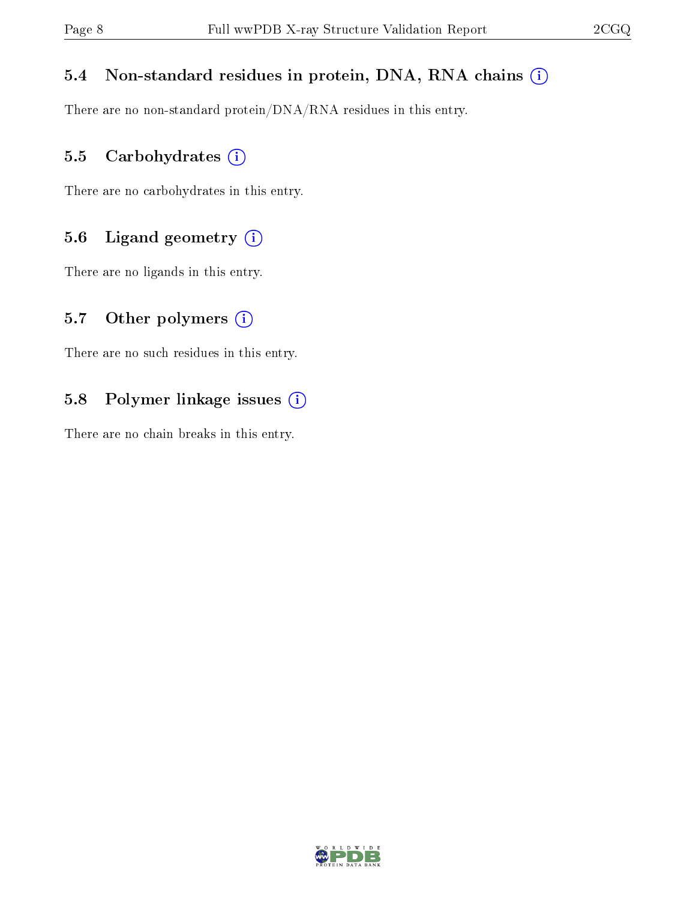### 5.4 Non-standard residues in protein, DNA, RNA chains (i)

There are no non-standard protein/DNA/RNA residues in this entry.

### 5.5 Carbohydrates (i)

There are no carbohydrates in this entry.

### 5.6 Ligand geometry (i)

There are no ligands in this entry.

### 5.7 Other polymers (i)

There are no such residues in this entry.

### 5.8 Polymer linkage issues (i)

There are no chain breaks in this entry.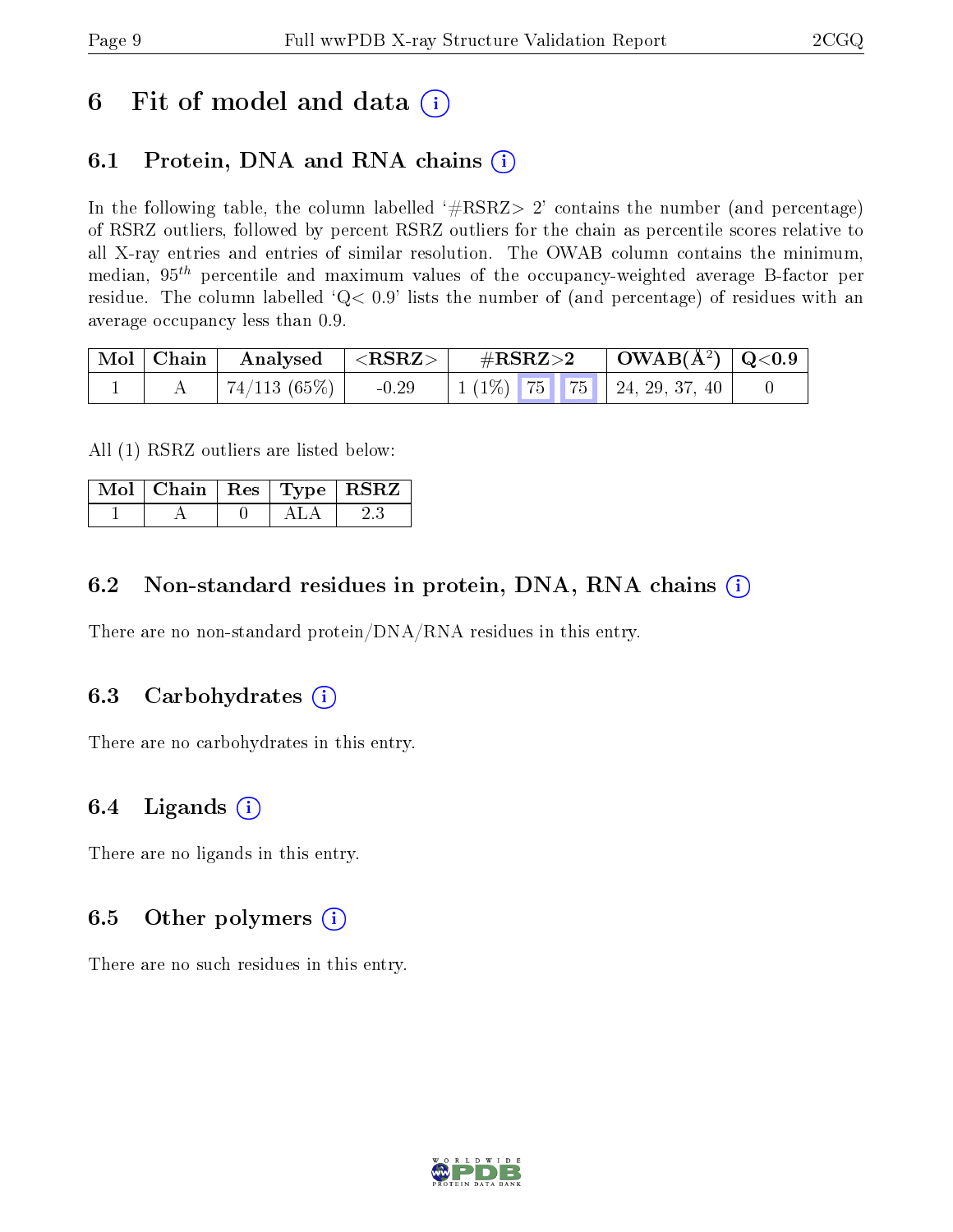# 6 Fit of model and data (i)

## 6.1 Protein, DNA and RNA chains (i)

In the following table, the column labelled '#RSRZ> 2' contains the number (and percentage) of RSRZ outliers, followed by percent RSRZ outliers for the chain as percentile scores relative to all X-ray entries and entries of similar resolution. The OWAB column contains the minimum, median, $95^{th}$ percentile and maximum values of the occupancy-weighted average B-factor per residue. The column labelled 'Q< 0.9' lists the number of (and percentage) of residues with an average occupancy less than 0.9.

| Mol | Chain | Analysed | <RSRZ> | #RSRZ>2 | | | OWAB(Å²) | Q<0.9 |
|---|---|---|---|---|---|---|---|---|
| 1 | A | 74/113 (65%) | -0.29 | 1 (1%) | 75 | 75 | 24, 29, 37, 40 | 0 |

All (1) RSRZ outliers are listed below:

| Mol | Chain | Res | Type | RSRZ |
|---|---|---|---|---|
| 1 | A | 0 | ALA | 2.3 |

## 6.2 Non-standard residues in protein, DNA, RNA chains (i)

There are no non-standard protein/DNA/RNA residues in this entry.

## 6.3 Carbohydrates (i)

There are no carbohydrates in this entry.

## 6.4 Ligands (i)

There are no ligands in this entry.

## 6.5 Other polymers (i)

There are no such residues in this entry.